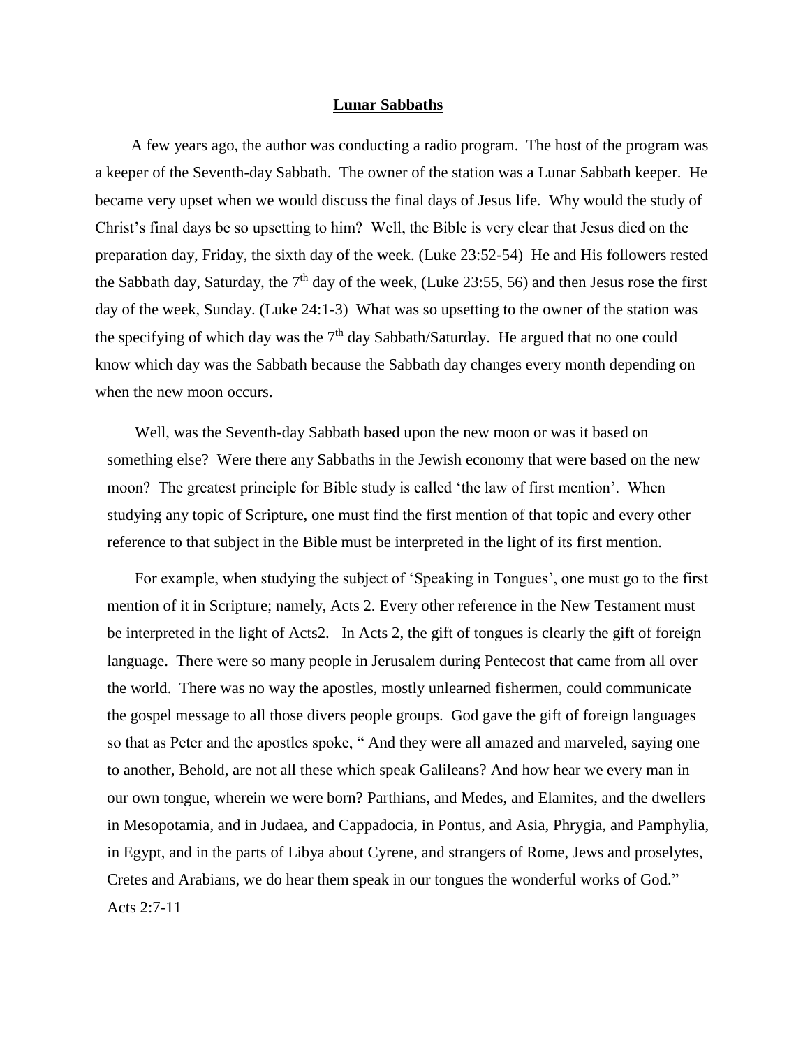# Lunar Sabbaths

A few years ago, the author was conducting a radio program. The host of the program was a keeper of the Seventh-day Sabbath. The owner of the station was a Lunar Sabbath keeper. He became very upset when we would discuss the final days of Jesus life. Why would the study of Christ's final days be so upsetting to him? Well, the Bible is very clear that Jesus died on the preparation day, Friday, the sixth day of the week. (Luke 23:52-54) He and His followers rested the Sabbath day, Saturday, the 7th day of the week, (Luke 23:55, 56) and then Jesus rose the first day of the week, Sunday. (Luke 24:1-3) What was so upsetting to the owner of the station was the specifying of which day was the 7th day Sabbath/Saturday. He argued that no one could know which day was the Sabbath because the Sabbath day changes every month depending on when the new moon occurs.

Well, was the Seventh-day Sabbath based upon the new moon or was it based on something else? Were there any Sabbaths in the Jewish economy that were based on the new moon? The greatest principle for Bible study is called 'the law of first mention'. When studying any topic of Scripture, one must find the first mention of that topic and every other reference to that subject in the Bible must be interpreted in the light of its first mention.

For example, when studying the subject of 'Speaking in Tongues', one must go to the first mention of it in Scripture; namely, Acts 2. Every other reference in the New Testament must be interpreted in the light of Acts2. In Acts 2, the gift of tongues is clearly the gift of foreign language. There were so many people in Jerusalem during Pentecost that came from all over the world. There was no way the apostles, mostly unlearned fishermen, could communicate the gospel message to all those divers people groups. God gave the gift of foreign languages so that as Peter and the apostles spoke, " And they were all amazed and marveled, saying one to another, Behold, are not all these which speak Galileans? And how hear we every man in our own tongue, wherein we were born? Parthians, and Medes, and Elamites, and the dwellers in Mesopotamia, and in Judaea, and Cappadocia, in Pontus, and Asia, Phrygia, and Pamphylia, in Egypt, and in the parts of Libya about Cyrene, and strangers of Rome, Jews and proselytes, Cretes and Arabians, we do hear them speak in our tongues the wonderful works of God." Acts 2:7-11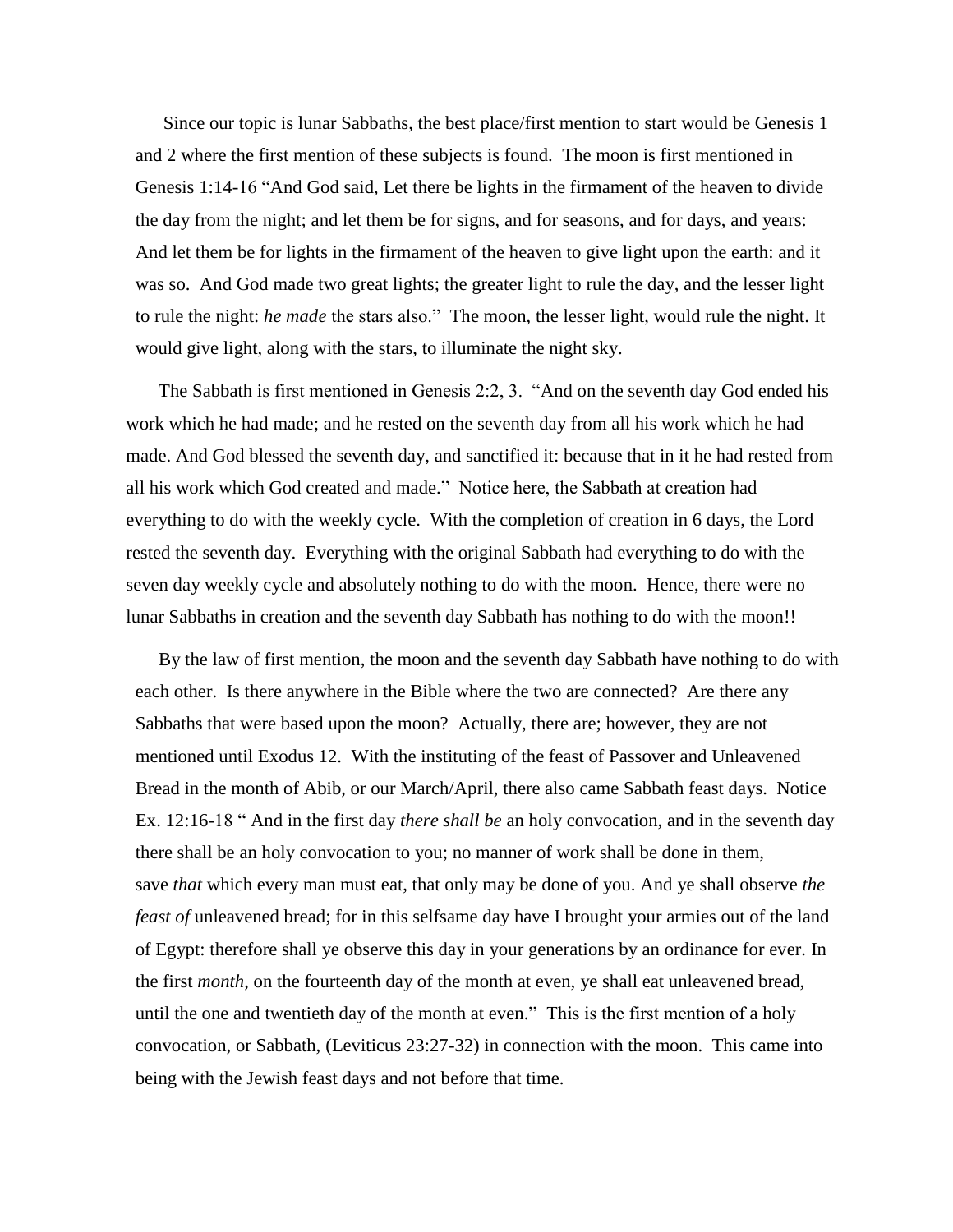Since our topic is lunar Sabbaths, the best place/first mention to start would be Genesis 1 and 2 where the first mention of these subjects is found. The moon is first mentioned in Genesis 1:14-16 "And God said, Let there be lights in the firmament of the heaven to divide the day from the night; and let them be for signs, and for seasons, and for days, and years: And let them be for lights in the firmament of the heaven to give light upon the earth: and it was so. And God made two great lights; the greater light to rule the day, and the lesser light to rule the night: *he made* the stars also." The moon, the lesser light, would rule the night. It would give light, along with the stars, to illuminate the night sky.

The Sabbath is first mentioned in Genesis 2:2, 3. "And on the seventh day God ended his work which he had made; and he rested on the seventh day from all his work which he had made. And God blessed the seventh day, and sanctified it: because that in it he had rested from all his work which God created and made." Notice here, the Sabbath at creation had everything to do with the weekly cycle. With the completion of creation in 6 days, the Lord rested the seventh day. Everything with the original Sabbath had everything to do with the seven day weekly cycle and absolutely nothing to do with the moon. Hence, there were no lunar Sabbaths in creation and the seventh day Sabbath has nothing to do with the moon!!

By the law of first mention, the moon and the seventh day Sabbath have nothing to do with each other. Is there anywhere in the Bible where the two are connected? Are there any Sabbaths that were based upon the moon? Actually, there are; however, they are not mentioned until Exodus 12. With the instituting of the feast of Passover and Unleavened Bread in the month of Abib, or our March/April, there also came Sabbath feast days. Notice Ex. 12:16-18 " And in the first day *there shall be* an holy convocation, and in the seventh day there shall be an holy convocation to you; no manner of work shall be done in them, save *that* which every man must eat, that only may be done of you. And ye shall observe *the feast of* unleavened bread; for in this selfsame day have I brought your armies out of the land of Egypt: therefore shall ye observe this day in your generations by an ordinance for ever. In the first *month*, on the fourteenth day of the month at even, ye shall eat unleavened bread, until the one and twentieth day of the month at even." This is the first mention of a holy convocation, or Sabbath, (Leviticus 23:27-32) in connection with the moon. This came into being with the Jewish feast days and not before that time.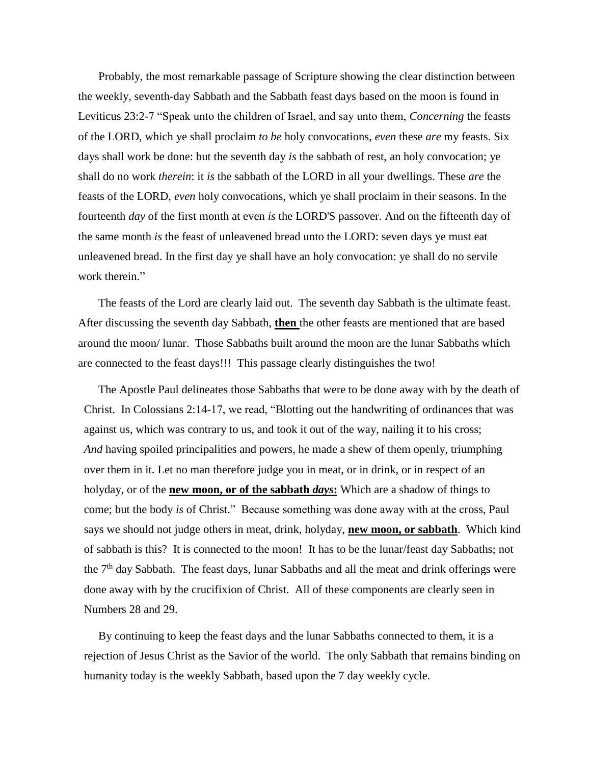Probably, the most remarkable passage of Scripture showing the clear distinction between the weekly, seventh-day Sabbath and the Sabbath feast days based on the moon is found in Leviticus 23:2-7 "Speak unto the children of Israel, and say unto them, *Concerning* the feasts of the LORD, which ye shall proclaim *to be* holy convocations, *even* these *are* my feasts. Six days shall work be done: but the seventh day *is* the sabbath of rest, an holy convocation; ye shall do no work *therein*: it *is* the sabbath of the LORD in all your dwellings. These *are* the feasts of the LORD, *even* holy convocations, which ye shall proclaim in their seasons. In the fourteenth *day* of the first month at even *is* the LORD'S passover. And on the fifteenth day of the same month *is* the feast of unleavened bread unto the LORD: seven days ye must eat unleavened bread. In the first day ye shall have an holy convocation: ye shall do no servile work therein."

The feasts of the Lord are clearly laid out. The seventh day Sabbath is the ultimate feast. After discussing the seventh day Sabbath, **then** the other feasts are mentioned that are based around the moon/ lunar. Those Sabbaths built around the moon are the lunar Sabbaths which are connected to the feast days!!! This passage clearly distinguishes the two!

The Apostle Paul delineates those Sabbaths that were to be done away with by the death of Christ. In Colossians 2:14-17, we read, "Blotting out the handwriting of ordinances that was against us, which was contrary to us, and took it out of the way, nailing it to his cross; *And* having spoiled principalities and powers, he made a shew of them openly, triumphing over them in it. Let no man therefore judge you in meat, or in drink, or in respect of an holyday, or of the **new moon, or of the sabbath *days*:** Which are a shadow of things to come; but the body *is* of Christ." Because something was done away with at the cross, Paul says we should not judge others in meat, drink, holyday, **new moon, or sabbath**. Which kind of sabbath is this? It is connected to the moon! It has to be the lunar/feast day Sabbaths; not the 7th day Sabbath. The feast days, lunar Sabbaths and all the meat and drink offerings were done away with by the crucifixion of Christ. All of these components are clearly seen in Numbers 28 and 29.

By continuing to keep the feast days and the lunar Sabbaths connected to them, it is a rejection of Jesus Christ as the Savior of the world. The only Sabbath that remains binding on humanity today is the weekly Sabbath, based upon the 7 day weekly cycle.